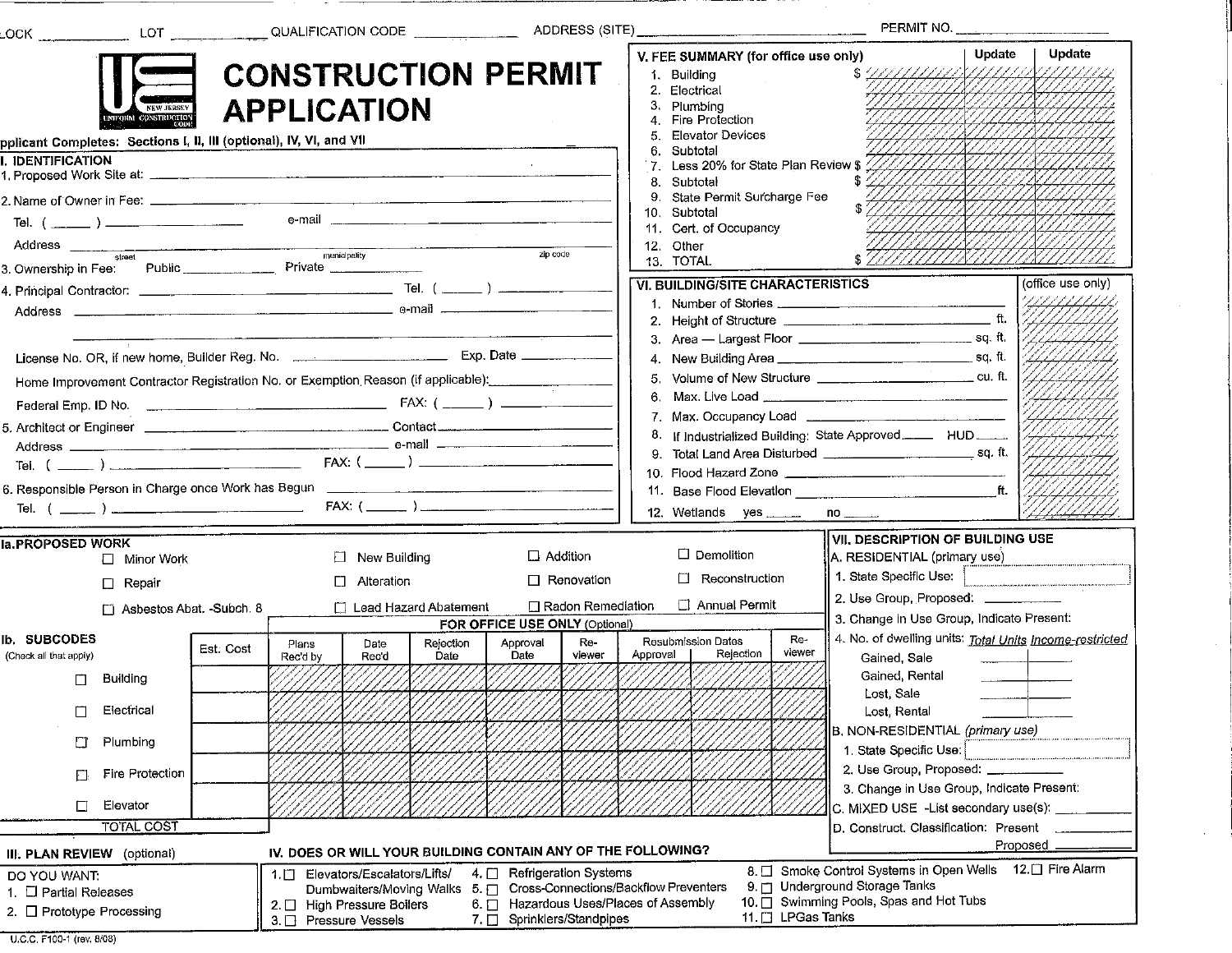LOCK ______ LOT ______ QUALIFICATION CODE ______ ADDRESS (SITE) ______ PERMIT NO. ______

# CONSTRUCTION PERMIT APPLICATION

NEW JERSEY UNIFORM CONSTRUCTION CODE

Applicant Completes: Sections I, II, III (optional), IV, VI, and VII

## I. IDENTIFICATION

1. Proposed Work Site at: ______
2. Name of Owner in Fee: ______
   Tel. ( ) ______ e-mail ______
   Address ______ (street) ______ (municipality) ______ (zip code)
3. Ownership in Fee: Public ______ Private ______
4. Principal Contractor: ______ Tel. ( ) ______
   Address ______ e-mail ______
   License No. OR, if new home, Builder Reg. No. ______ Exp. Date ______
   Home Improvement Contractor Registration No. or Exemption Reason (if applicable): ______
   Federal Emp. ID No. ______ FAX: ( ) ______
5. Architect or Engineer ______ Contact ______
   Address ______ e-mail ______
   Tel. ( ) ______ FAX: ( ) ______
6. Responsible Person in Charge once Work has Begun ______
   Tel. ( ) ______ FAX: ( ) ______

## V. FEE SUMMARY (for office use only)

| | | Update | Update |
|---|---|---|---|
| 1. Building | $ | | |
| 2. Electrical | | | |
| 3. Plumbing | | | |
| 4. Fire Protection | | | |
| 5. Elevator Devices | | | |
| 6. Subtotal | | | |
| 7. Less 20% for State Plan Review | $ | | |
| 8. Subtotal | $ | | |
| 9. State Permit Surcharge Fee | | | |
| 10. Subtotal | $ | | |
| 11. Cert. of Occupancy | | | |
| 12. Other | | | |
| 13. TOTAL | $ | | |

## VI. BUILDING/SITE CHARACTERISTICS

| | (office use only) |
|---|---|
| 1. Number of Stories ______ | |
| 2. Height of Structure ______ ft. | |
| 3. Area — Largest Floor ______ sq. ft. | |
| 4. New Building Area ______ sq. ft. | |
| 5. Volume of New Structure ______ cu. ft. | |
| 6. Max. Live Load ______ | |
| 7. Max. Occupancy Load ______ | |
| 8. If Industrialized Building: State Approved ______ HUD ______ | |
| 9. Total Land Area Disturbed ______ sq. ft. | |
| 10. Flood Hazard Zone ______ | |
| 11. Base Flood Elevation ______ ft. | |
| 12. Wetlands yes ______ no ______ | |

## Ia. PROPOSED WORK

- ☐ Minor Work
- ☐ Repair
- ☐ Asbestos Abat. -Subch. 8
- ☐ New Building
- ☐ Alteration
- ☐ Lead Hazard Abatement
- ☐ Addition
- ☐ Renovation
- ☐ Radon Remediation
- ☐ Demolition
- ☐ Reconstruction
- ☐ Annual Permit

## Ib. SUBCODES

(Check all that apply)

| | | FOR OFFICE USE ONLY (Optional) | | | | | | | |
|---|---|---|---|---|---|---|---|---|---|
| | Est. Cost | Plans Rec'd by | Date Rec'd | Rejection Date | Approval Date | Re-viewer | Resubmission Dates Approval | Resubmission Dates Rejection | Re-viewer |
| ☐ Building | | | | | | | | | |
| ☐ Electrical | | | | | | | | | |
| ☐ Plumbing | | | | | | | | | |
| ☐ Fire Protection | | | | | | | | | |
| ☐ Elevator | | | | | | | | | |
| TOTAL COST | | | | | | | | | |

## VII. DESCRIPTION OF BUILDING USE

A. RESIDENTIAL (primary use)

1. State Specific Use: ______
2. Use Group, Proposed: ______
3. Change in Use Group, Indicate Present:
4. No. of dwelling units:

| | Total Units | Income-restricted |
|---|---|---|
| Gained, Sale | | |
| Gained, Rental | | |
| Lost, Sale | | |
| Lost, Rental | | |

B. NON-RESIDENTIAL (*primary use*)

1. State Specific Use: ______
2. Use Group, Proposed: ______
3. Change in Use Group, Indicate Present:

C. MIXED USE -List secondary use(s): ______

D. Construct. Classification: Present ______ Proposed ______

## III. PLAN REVIEW (optional)

DO YOU WANT:

1. ☐ Partial Releases
2. ☐ Prototype Processing

## IV. DOES OR WILL YOUR BUILDING CONTAIN ANY OF THE FOLLOWING?

1. ☐ Elevators/Escalators/Lifts/Dumbwaiters/Moving Walks
2. ☐ High Pressure Boilers
3. ☐ Pressure Vessels
4. ☐ Refrigeration Systems
5. ☐ Cross-Connections/Backflow Preventers
6. ☐ Hazardous Uses/Places of Assembly
7. ☐ Sprinklers/Standpipes
8. ☐ Smoke Control Systems in Open Wells
9. ☐ Underground Storage Tanks
10. ☐ Swimming Pools, Spas and Hot Tubs
11. ☐ LPGas Tanks
12. ☐ Fire Alarm

U.C.C. F100-1 (rev. 8/08)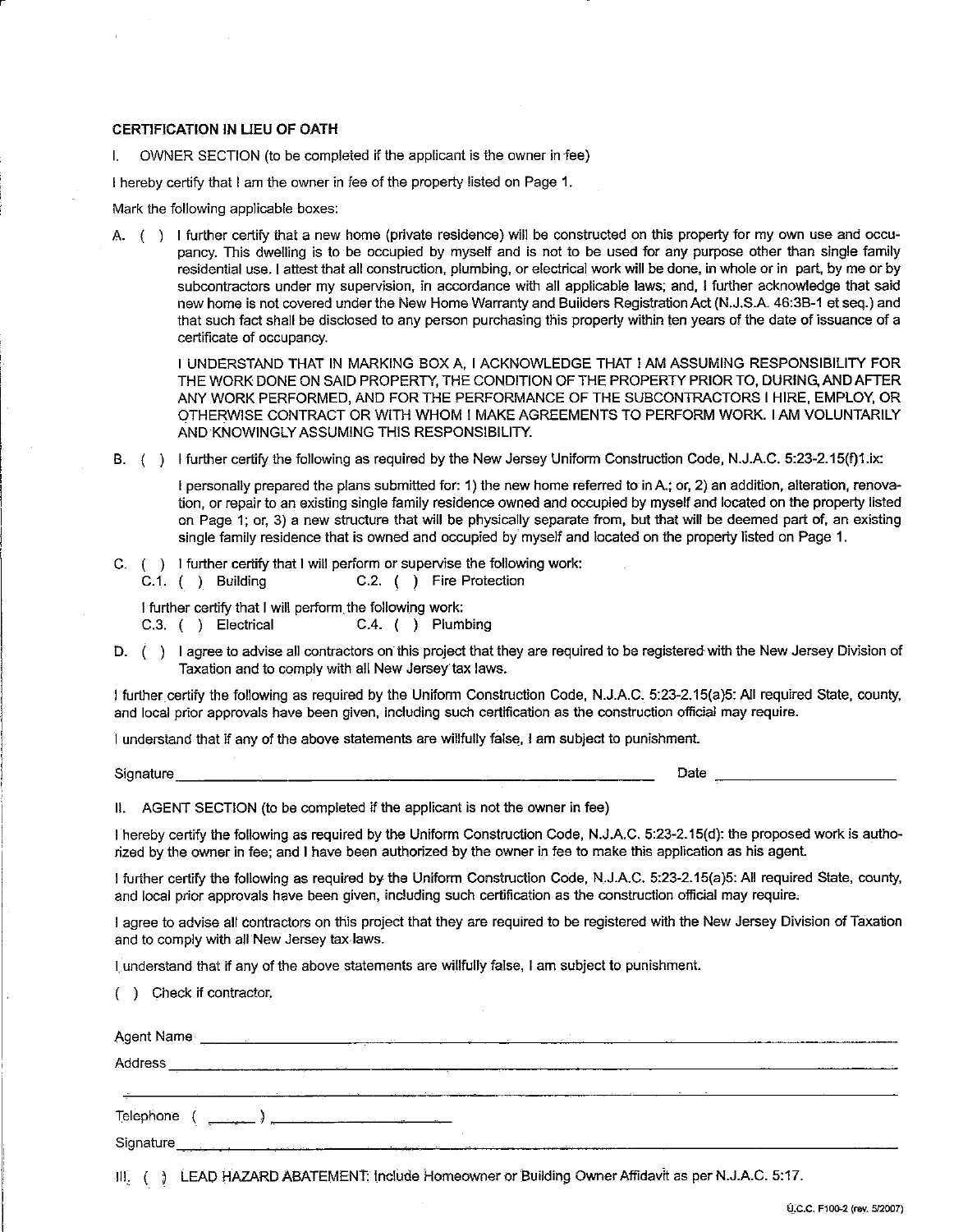**CERTIFICATION IN LIEU OF OATH**

I. OWNER SECTION (to be completed if the applicant is the owner in fee)

I hereby certify that I am the owner in fee of the property listed on Page 1.

Mark the following applicable boxes:

A. ( ) I further certify that a new home (private residence) will be constructed on this property for my own use and occupancy. This dwelling is to be occupied by myself and is not to be used for any purpose other than single family residential use. I attest that all construction, plumbing, or electrical work will be done, in whole or in part, by me or by subcontractors under my supervision, in accordance with all applicable laws; and, I further acknowledge that said new home is not covered under the New Home Warranty and Builders Registration Act (N.J.S.A. 46:3B-1 et seq.) and that such fact shall be disclosed to any person purchasing this property within ten years of the date of issuance of a certificate of occupancy.

I UNDERSTAND THAT IN MARKING BOX A, I ACKNOWLEDGE THAT I AM ASSUMING RESPONSIBILITY FOR THE WORK DONE ON SAID PROPERTY, THE CONDITION OF THE PROPERTY PRIOR TO, DURING, AND AFTER ANY WORK PERFORMED, AND FOR THE PERFORMANCE OF THE SUBCONTRACTORS I HIRE, EMPLOY, OR OTHERWISE CONTRACT OR WITH WHOM I MAKE AGREEMENTS TO PERFORM WORK. I AM VOLUNTARILY AND KNOWINGLY ASSUMING THIS RESPONSIBILITY.

B. ( ) I further certify the following as required by the New Jersey Uniform Construction Code, N.J.A.C. 5:23-2.15(f)1.ix:

I personally prepared the plans submitted for: 1) the new home referred to in A.; or, 2) an addition, alteration, renovation, or repair to an existing single family residence owned and occupied by myself and located on the property listed on Page 1; or, 3) a new structure that will be physically separate from, but that will be deemed part of, an existing single family residence that is owned and occupied by myself and located on the property listed on Page 1.

C. ( ) I further certify that I will perform or supervise the following work:
C.1. ( ) Building C.2. ( ) Fire Protection

I further certify that I will perform the following work:
C.3. ( ) Electrical C.4. ( ) Plumbing

D. ( ) I agree to advise all contractors on this project that they are required to be registered with the New Jersey Division of Taxation and to comply with all New Jersey tax laws.

I further certify the following as required by the Uniform Construction Code, N.J.A.C. 5:23-2.15(a)5: All required State, county, and local prior approvals have been given, including such certification as the construction official may require.

I understand that if any of the above statements are willfully false, I am subject to punishment.

Signature ______________________________ Date ______________

II. AGENT SECTION (to be completed if the applicant is not the owner in fee)

I hereby certify the following as required by the Uniform Construction Code, N.J.A.C. 5:23-2.15(d): the proposed work is authorized by the owner in fee; and I have been authorized by the owner in fee to make this application as his agent.

I further certify the following as required by the Uniform Construction Code, N.J.A.C. 5:23-2.15(a)5: All required State, county, and local prior approvals have been given, including such certification as the construction official may require.

I agree to advise all contractors on this project that they are required to be registered with the New Jersey Division of Taxation and to comply with all New Jersey tax laws.

I understand that if any of the above statements are willfully false, I am subject to punishment.

( ) Check if contractor.

Agent Name ______________________________

Address ______________________________

______________________________

Telephone ( ______ ) ______________

Signature ______________________________

III. ( ) LEAD HAZARD ABATEMENT: Include Homeowner or Building Owner Affidavit as per N.J.A.C. 5:17.

U.C.C. F100-2 (rev. 5/2007)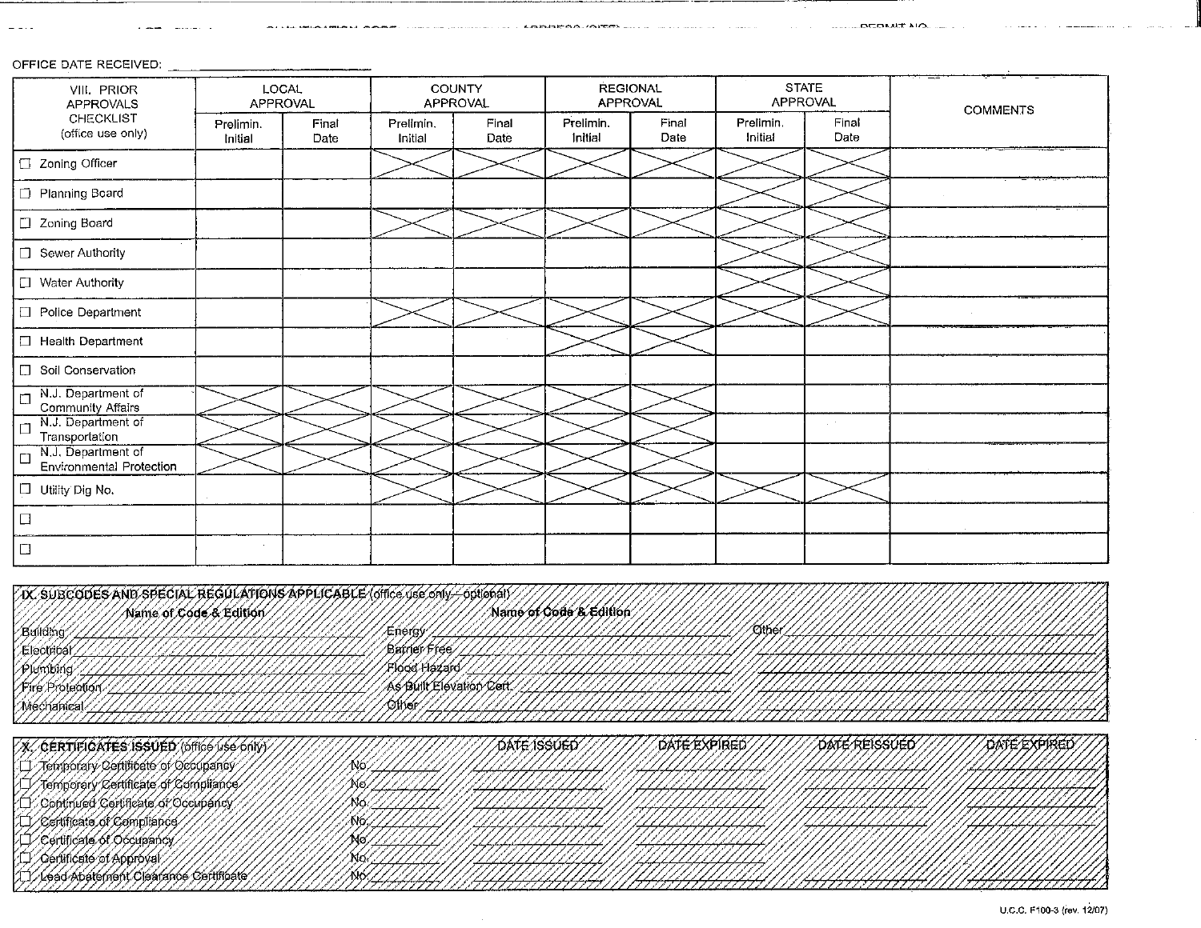OFFICE DATE RECEIVED: ____________________

| VIII. PRIOR APPROVALS CHECKLIST (office use only) | LOCAL APPROVAL | | COUNTY APPROVAL | | REGIONAL APPROVAL | | STATE APPROVAL | | COMMENTS |
|---|---|---|---|---|---|---|---|---|---|
| | Prelimin. Initial | Final Date | Prelimin. Initial | Final Date | Prelimin. Initial | Final Date | Prelimin. Initial | Final Date | |
| ☐ Zoning Officer | | | X | X | X | X | X | X | |
| ☐ Planning Board | | | | | | | X | X | |
| ☐ Zoning Board | | | X | X | X | X | X | X | |
| ☐ Sewer Authority | | | | | | | X | X | |
| ☐ Water Authority | | | | | | | X | X | |
| ☐ Police Department | | | X | X | X | X | X | X | |
| ☐ Health Department | | | | | X | X | | | |
| ☐ Soil Conservation | | | | | | | | | |
| ☐ N.J. Department of Community Affairs | X | X | X | X | X | X | | | |
| ☐ N.J. Department of Transportation | X | X | X | X | X | X | | | |
| ☐ N.J. Department of Environmental Protection | X | X | X | X | X | X | | | |
| ☐ Utility Dig No. | | | X | X | X | X | X | X | |
| ☐ | | | | | | | | | |
| ☐ | | | | | | | | | |

**IX. SUBCODES AND SPECIAL REGULATIONS APPLICABLE** (office use only—optional)

| Name of Code & Edition | | Name of Code & Edition | | | |
|---|---|---|---|---|---|
| Building | | Energy | | Other | |
| Electrical | | Barrier Free | | | |
| Plumbing | | Flood Hazard | | | |
| Fire Protection | | As Built Elevation Cert. | | | |
| Mechanical | | Other | | | |

**X. CERTIFICATES ISSUED** (office use only)

| | No. | DATE ISSUED | DATE EXPIRED | DATE REISSUED | DATE EXPIRED |
|---|---|---|---|---|---|
| ☐ Temporary Certificate of Occupancy | No. | | | | |
| ☐ Temporary Certificate of Compliance | No. | | | | |
| ☐ Continued Certificate of Occupancy | No. | | | | |
| ☐ Certificate of Compliance | No. | | | | |
| ☐ Certificate of Occupancy | No. | | | | |
| ☐ Certificate of Approval | No. | | | | |
| ☐ Lead Abatement Clearance Certificate | No. | | | | |

U.C.C. F100-3 (rev. 12/07)